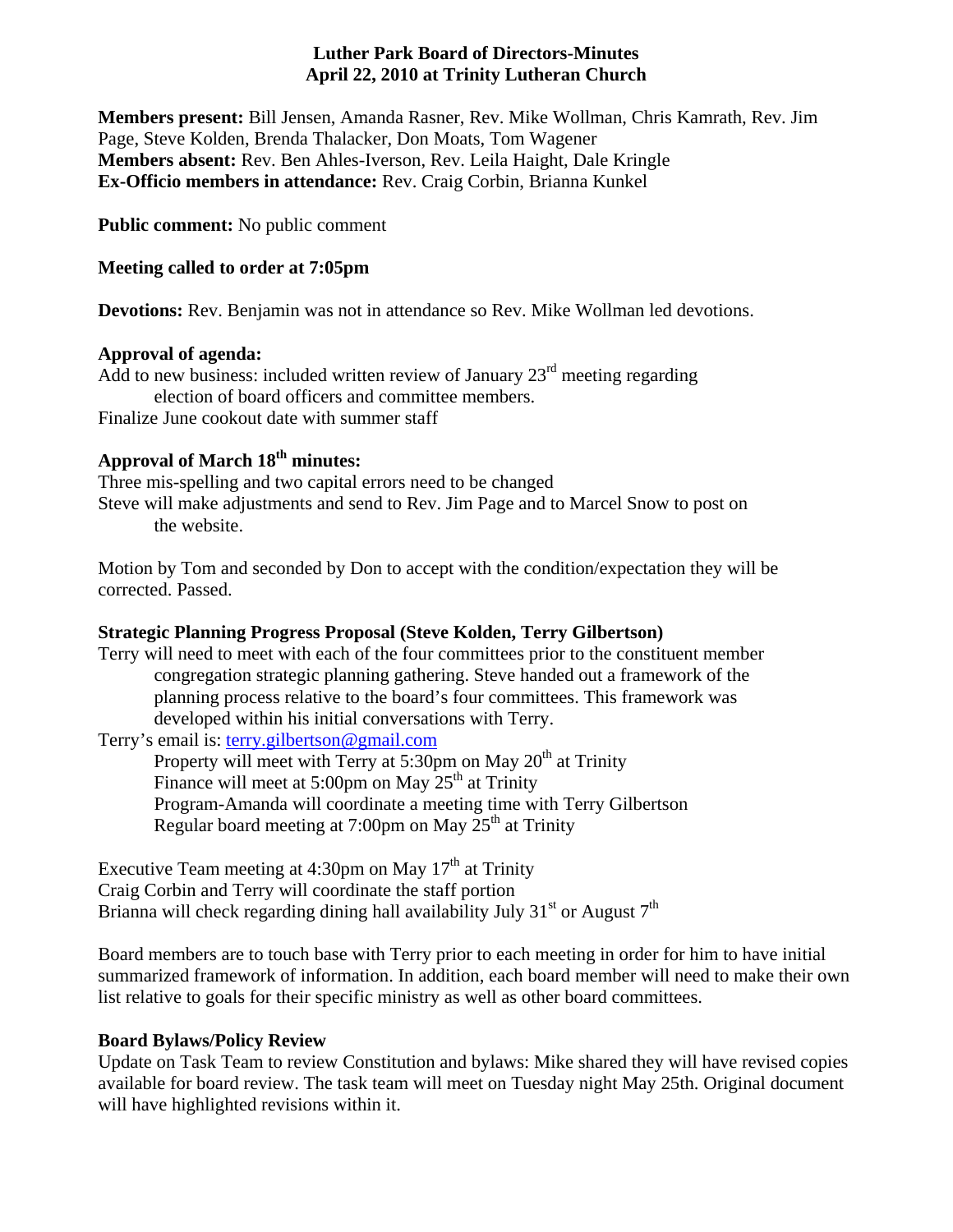# Luther Park Board of Directors-Minutes
## April 22, 2010 at Trinity Lutheran Church

**Members present:** Bill Jensen, Amanda Rasner, Rev. Mike Wollman, Chris Kamrath, Rev. Jim Page, Steve Kolden, Brenda Thalacker, Don Moats, Tom Wagener
**Members absent:** Rev. Ben Ahles-Iverson, Rev. Leila Haight, Dale Kringle
**Ex-Officio members in attendance:** Rev. Craig Corbin, Brianna Kunkel

**Public comment:** No public comment

**Meeting called to order at 7:05pm**

**Devotions:** Rev. Benjamin was not in attendance so Rev. Mike Wollman led devotions.

**Approval of agenda:**

Add to new business: included written review of January 23rd meeting regarding election of board officers and committee members.
Finalize June cookout date with summer staff

**Approval of March 18th minutes:**

Three mis-spelling and two capital errors need to be changed
Steve will make adjustments and send to Rev. Jim Page and to Marcel Snow to post on the website.

Motion by Tom and seconded by Don to accept with the condition/expectation they will be corrected. Passed.

**Strategic Planning Progress Proposal (Steve Kolden, Terry Gilbertson)**

Terry will need to meet with each of the four committees prior to the constituent member congregation strategic planning gathering. Steve handed out a framework of the planning process relative to the board's four committees. This framework was developed within his initial conversations with Terry.

Terry's email is: terry.gilbertson@gmail.com

- Property will meet with Terry at 5:30pm on May 20th at Trinity
- Finance will meet at 5:00pm on May 25th at Trinity
- Program-Amanda will coordinate a meeting time with Terry Gilbertson
- Regular board meeting at 7:00pm on May 25th at Trinity

Executive Team meeting at 4:30pm on May 17th at Trinity
Craig Corbin and Terry will coordinate the staff portion
Brianna will check regarding dining hall availability July 31st or August 7th

Board members are to touch base with Terry prior to each meeting in order for him to have initial summarized framework of information. In addition, each board member will need to make their own list relative to goals for their specific ministry as well as other board committees.

**Board Bylaws/Policy Review**

Update on Task Team to review Constitution and bylaws: Mike shared they will have revised copies available for board review. The task team will meet on Tuesday night May 25th. Original document will have highlighted revisions within it.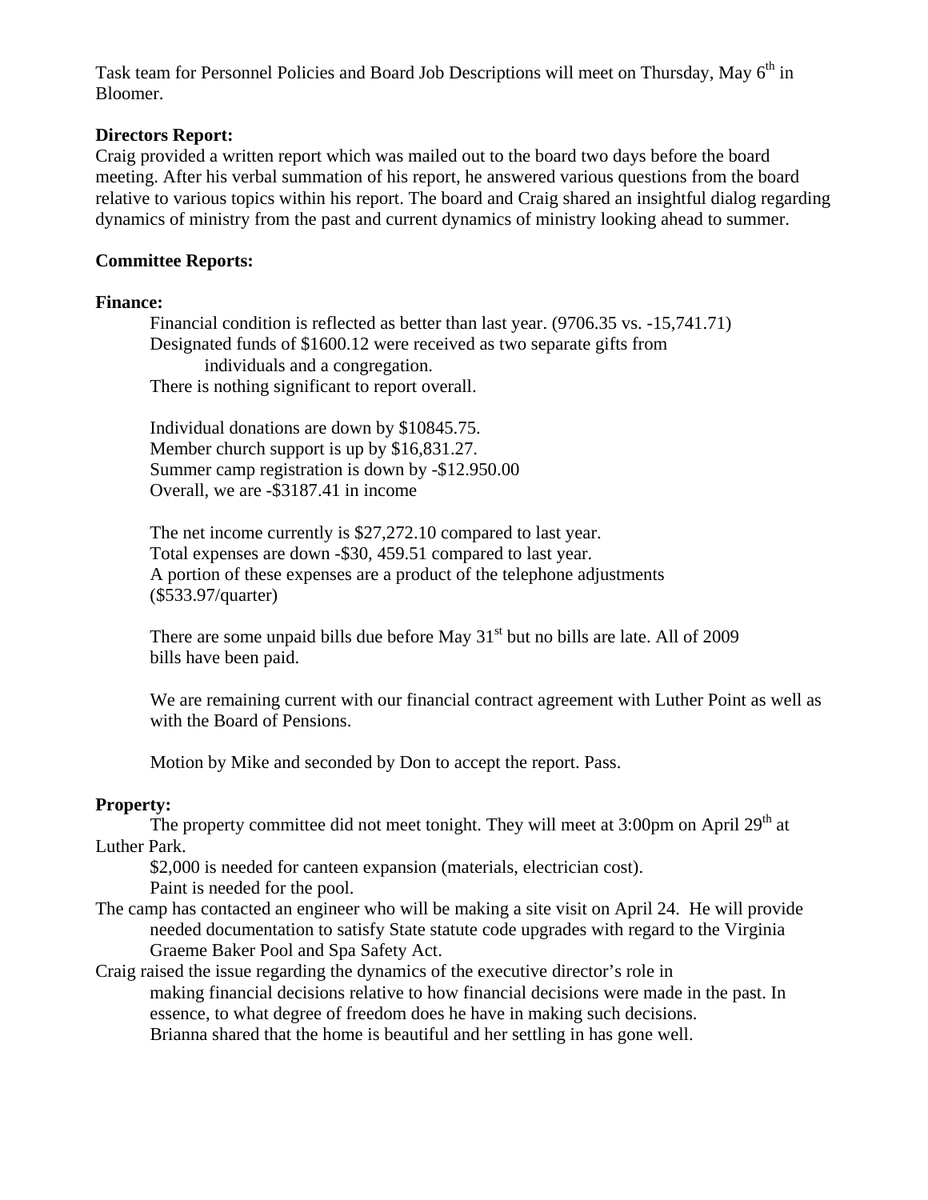Task team for Personnel Policies and Board Job Descriptions will meet on Thursday, May 6th in Bloomer.

**Directors Report:**

Craig provided a written report which was mailed out to the board two days before the board meeting. After his verbal summation of his report, he answered various questions from the board relative to various topics within his report. The board and Craig shared an insightful dialog regarding dynamics of ministry from the past and current dynamics of ministry looking ahead to summer.

**Committee Reports:**

**Finance:**

Financial condition is reflected as better than last year. (9706.35 vs. -15,741.71)
Designated funds of $1600.12 were received as two separate gifts from individuals and a congregation.
There is nothing significant to report overall.

Individual donations are down by $10845.75.
Member church support is up by $16,831.27.
Summer camp registration is down by -$12.950.00
Overall, we are -$3187.41 in income

The net income currently is $27,272.10 compared to last year.
Total expenses are down -$30, 459.51 compared to last year.
A portion of these expenses are a product of the telephone adjustments ($533.97/quarter)

There are some unpaid bills due before May 31st but no bills are late. All of 2009 bills have been paid.

We are remaining current with our financial contract agreement with Luther Point as well as with the Board of Pensions.

Motion by Mike and seconded by Don to accept the report. Pass.

**Property:**

The property committee did not meet tonight. They will meet at 3:00pm on April 29th at Luther Park.

$2,000 is needed for canteen expansion (materials, electrician cost).
Paint is needed for the pool.

The camp has contacted an engineer who will be making a site visit on April 24. He will provide needed documentation to satisfy State statute code upgrades with regard to the Virginia Graeme Baker Pool and Spa Safety Act.

Craig raised the issue regarding the dynamics of the executive director's role in making financial decisions relative to how financial decisions were made in the past. In essence, to what degree of freedom does he have in making such decisions.
Brianna shared that the home is beautiful and her settling in has gone well.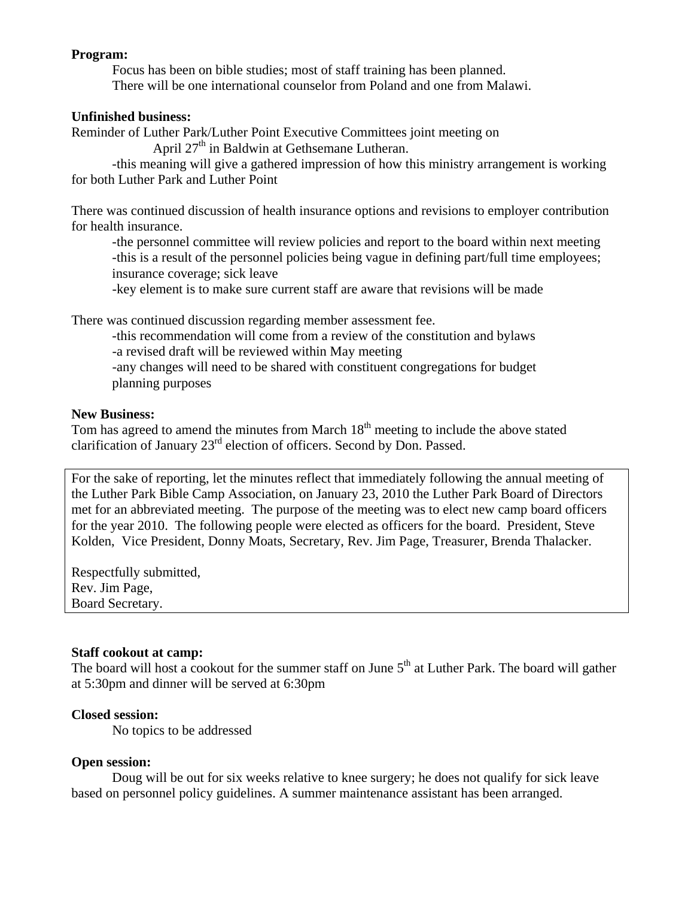**Program:**

Focus has been on bible studies; most of staff training has been planned.
There will be one international counselor from Poland and one from Malawi.

**Unfinished business:**

Reminder of Luther Park/Luther Point Executive Committees joint meeting on
April 27th in Baldwin at Gethsemane Lutheran.

-this meaning will give a gathered impression of how this ministry arrangement is working for both Luther Park and Luther Point

There was continued discussion of health insurance options and revisions to employer contribution for health insurance.

-the personnel committee will review policies and report to the board within next meeting
-this is a result of the personnel policies being vague in defining part/full time employees; insurance coverage; sick leave
-key element is to make sure current staff are aware that revisions will be made

There was continued discussion regarding member assessment fee.

-this recommendation will come from a review of the constitution and bylaws
-a revised draft will be reviewed within May meeting
-any changes will need to be shared with constituent congregations for budget planning purposes

**New Business:**

Tom has agreed to amend the minutes from March 18th meeting to include the above stated clarification of January 23rd election of officers. Second by Don. Passed.

For the sake of reporting, let the minutes reflect that immediately following the annual meeting of the Luther Park Bible Camp Association, on January 23, 2010 the Luther Park Board of Directors met for an abbreviated meeting. The purpose of the meeting was to elect new camp board officers for the year 2010. The following people were elected as officers for the board. President, Steve Kolden, Vice President, Donny Moats, Secretary, Rev. Jim Page, Treasurer, Brenda Thalacker.

Respectfully submitted,
Rev. Jim Page,
Board Secretary.

**Staff cookout at camp:**

The board will host a cookout for the summer staff on June 5th at Luther Park. The board will gather at 5:30pm and dinner will be served at 6:30pm

**Closed session:**

No topics to be addressed

**Open session:**

Doug will be out for six weeks relative to knee surgery; he does not qualify for sick leave based on personnel policy guidelines. A summer maintenance assistant has been arranged.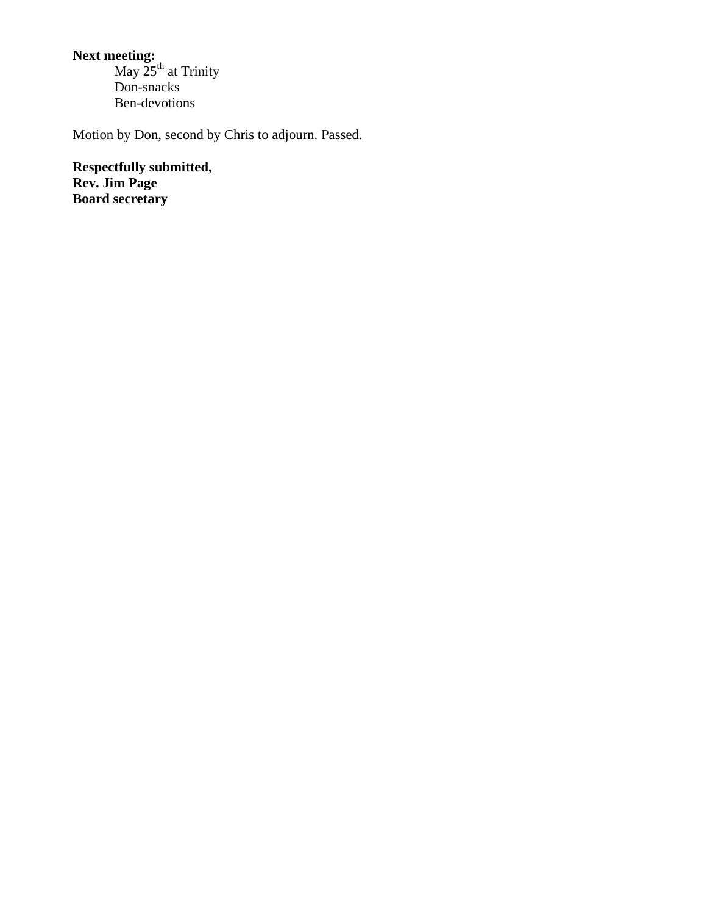**Next meeting:**

May 25th at Trinity
Don-snacks
Ben-devotions

Motion by Don, second by Chris to adjourn. Passed.

**Respectfully submitted,**
**Rev. Jim Page**
**Board secretary**